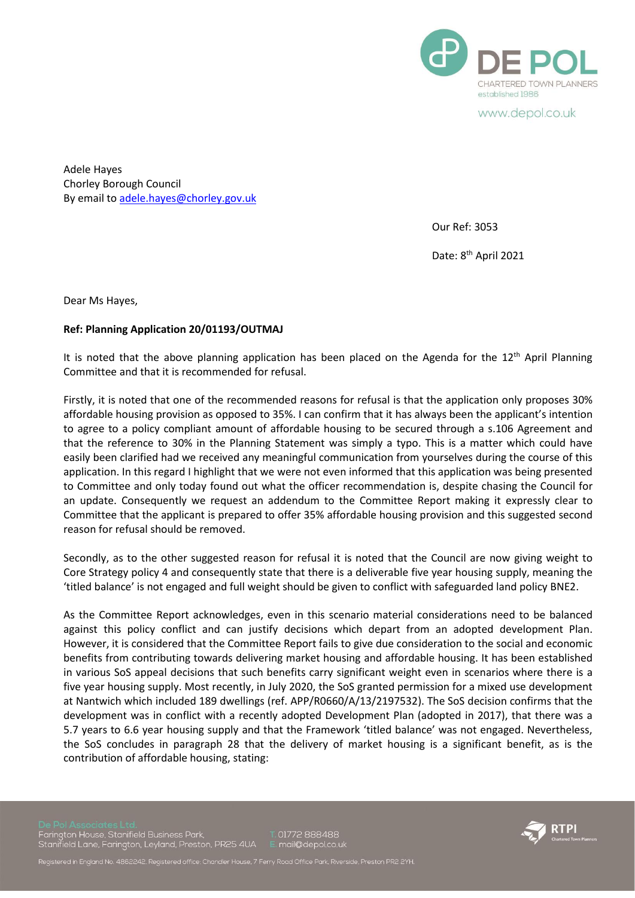DE POL
CHARTERED TOWN PLANNERS
established 1986

www.depol.co.uk

Adele Hayes
Chorley Borough Council
By email to adele.hayes@chorley.gov.uk

Our Ref: 3053

Date: 8th April 2021

Dear Ms Hayes,

**Ref: Planning Application 20/01193/OUTMAJ**

It is noted that the above planning application has been placed on the Agenda for the 12th April Planning Committee and that it is recommended for refusal.

Firstly, it is noted that one of the recommended reasons for refusal is that the application only proposes 30% affordable housing provision as opposed to 35%. I can confirm that it has always been the applicant's intention to agree to a policy compliant amount of affordable housing to be secured through a s.106 Agreement and that the reference to 30% in the Planning Statement was simply a typo. This is a matter which could have easily been clarified had we received any meaningful communication from yourselves during the course of this application. In this regard I highlight that we were not even informed that this application was being presented to Committee and only today found out what the officer recommendation is, despite chasing the Council for an update. Consequently we request an addendum to the Committee Report making it expressly clear to Committee that the applicant is prepared to offer 35% affordable housing provision and this suggested second reason for refusal should be removed.

Secondly, as to the other suggested reason for refusal it is noted that the Council are now giving weight to Core Strategy policy 4 and consequently state that there is a deliverable five year housing supply, meaning the 'titled balance' is not engaged and full weight should be given to conflict with safeguarded land policy BNE2.

As the Committee Report acknowledges, even in this scenario material considerations need to be balanced against this policy conflict and can justify decisions which depart from an adopted development Plan. However, it is considered that the Committee Report fails to give due consideration to the social and economic benefits from contributing towards delivering market housing and affordable housing. It has been established in various SoS appeal decisions that such benefits carry significant weight even in scenarios where there is a five year housing supply. Most recently, in July 2020, the SoS granted permission for a mixed use development at Nantwich which included 189 dwellings (ref. APP/R0660/A/13/2197532). The SoS decision confirms that the development was in conflict with a recently adopted Development Plan (adopted in 2017), that there was a 5.7 years to 6.6 year housing supply and that the Framework 'titled balance' was not engaged. Nevertheless, the SoS concludes in paragraph 28 that the delivery of market housing is a significant benefit, as is the contribution of affordable housing, stating:

De Pol Associates Ltd.
Farington House, Stanifield Business Park,
Stanifield Lane, Farington, Leyland, Preston, PR25 4UA
T. 01772 888488
E. mail@depol.co.uk

Registered in England No. 4862242. Registered office: Chandler House, 7 Ferry Road Office Park, Riverside, Preston PR2 2YH.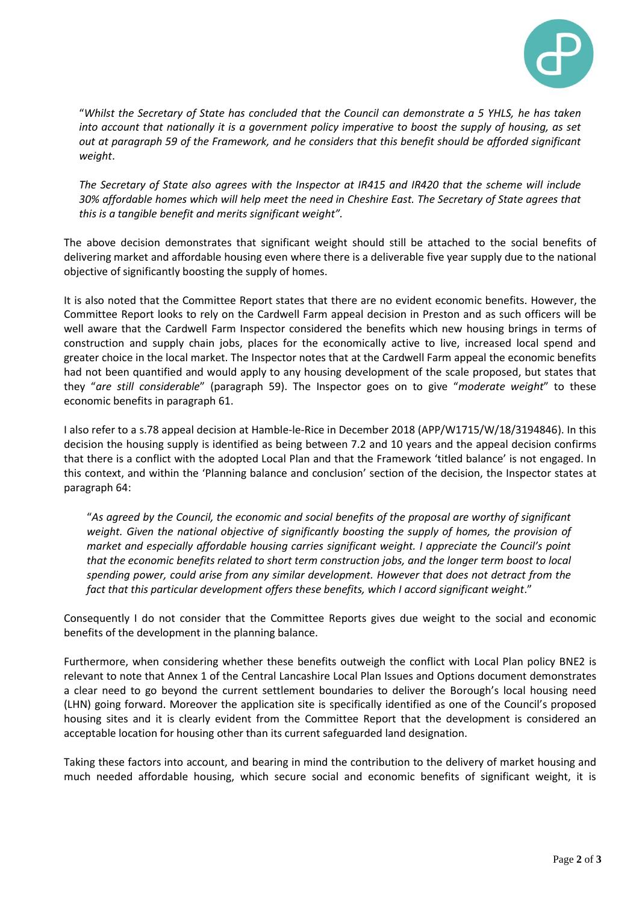"*Whilst the Secretary of State has concluded that the Council can demonstrate a 5 YHLS, he has taken into account that nationally it is a government policy imperative to boost the supply of housing, as set out at paragraph 59 of the Framework, and he considers that this benefit should be afforded significant weight*.

*The Secretary of State also agrees with the Inspector at IR415 and IR420 that the scheme will include 30% affordable homes which will help meet the need in Cheshire East. The Secretary of State agrees that this is a tangible benefit and merits significant weight".*

The above decision demonstrates that significant weight should still be attached to the social benefits of delivering market and affordable housing even where there is a deliverable five year supply due to the national objective of significantly boosting the supply of homes.

It is also noted that the Committee Report states that there are no evident economic benefits. However, the Committee Report looks to rely on the Cardwell Farm appeal decision in Preston and as such officers will be well aware that the Cardwell Farm Inspector considered the benefits which new housing brings in terms of construction and supply chain jobs, places for the economically active to live, increased local spend and greater choice in the local market. The Inspector notes that at the Cardwell Farm appeal the economic benefits had not been quantified and would apply to any housing development of the scale proposed, but states that they "*are still considerable*" (paragraph 59). The Inspector goes on to give "*moderate weight*" to these economic benefits in paragraph 61.

I also refer to a s.78 appeal decision at Hamble-le-Rice in December 2018 (APP/W1715/W/18/3194846). In this decision the housing supply is identified as being between 7.2 and 10 years and the appeal decision confirms that there is a conflict with the adopted Local Plan and that the Framework 'titled balance' is not engaged. In this context, and within the 'Planning balance and conclusion' section of the decision, the Inspector states at paragraph 64:

"*As agreed by the Council, the economic and social benefits of the proposal are worthy of significant weight. Given the national objective of significantly boosting the supply of homes, the provision of market and especially affordable housing carries significant weight. I appreciate the Council's point that the economic benefits related to short term construction jobs, and the longer term boost to local spending power, could arise from any similar development. However that does not detract from the fact that this particular development offers these benefits, which I accord significant weight*."

Consequently I do not consider that the Committee Reports gives due weight to the social and economic benefits of the development in the planning balance.

Furthermore, when considering whether these benefits outweigh the conflict with Local Plan policy BNE2 is relevant to note that Annex 1 of the Central Lancashire Local Plan Issues and Options document demonstrates a clear need to go beyond the current settlement boundaries to deliver the Borough's local housing need (LHN) going forward. Moreover the application site is specifically identified as one of the Council's proposed housing sites and it is clearly evident from the Committee Report that the development is considered an acceptable location for housing other than its current safeguarded land designation.

Taking these factors into account, and bearing in mind the contribution to the delivery of market housing and much needed affordable housing, which secure social and economic benefits of significant weight, it is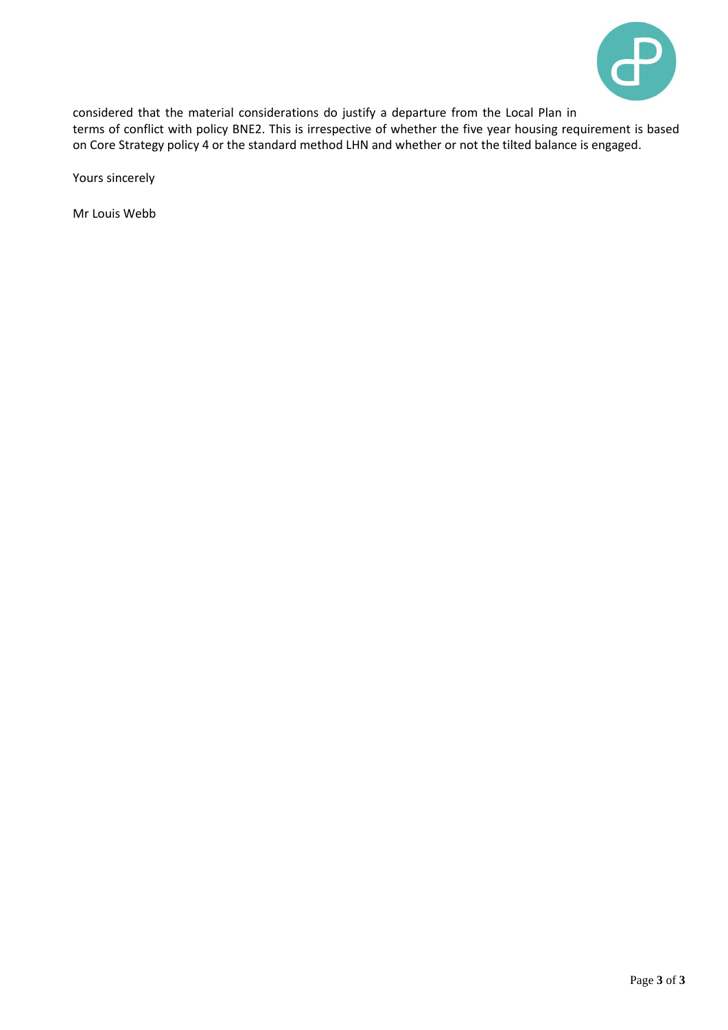considered that the material considerations do justify a departure from the Local Plan in terms of conflict with policy BNE2. This is irrespective of whether the five year housing requirement is based on Core Strategy policy 4 or the standard method LHN and whether or not the tilted balance is engaged.

Yours sincerely

Mr Louis Webb